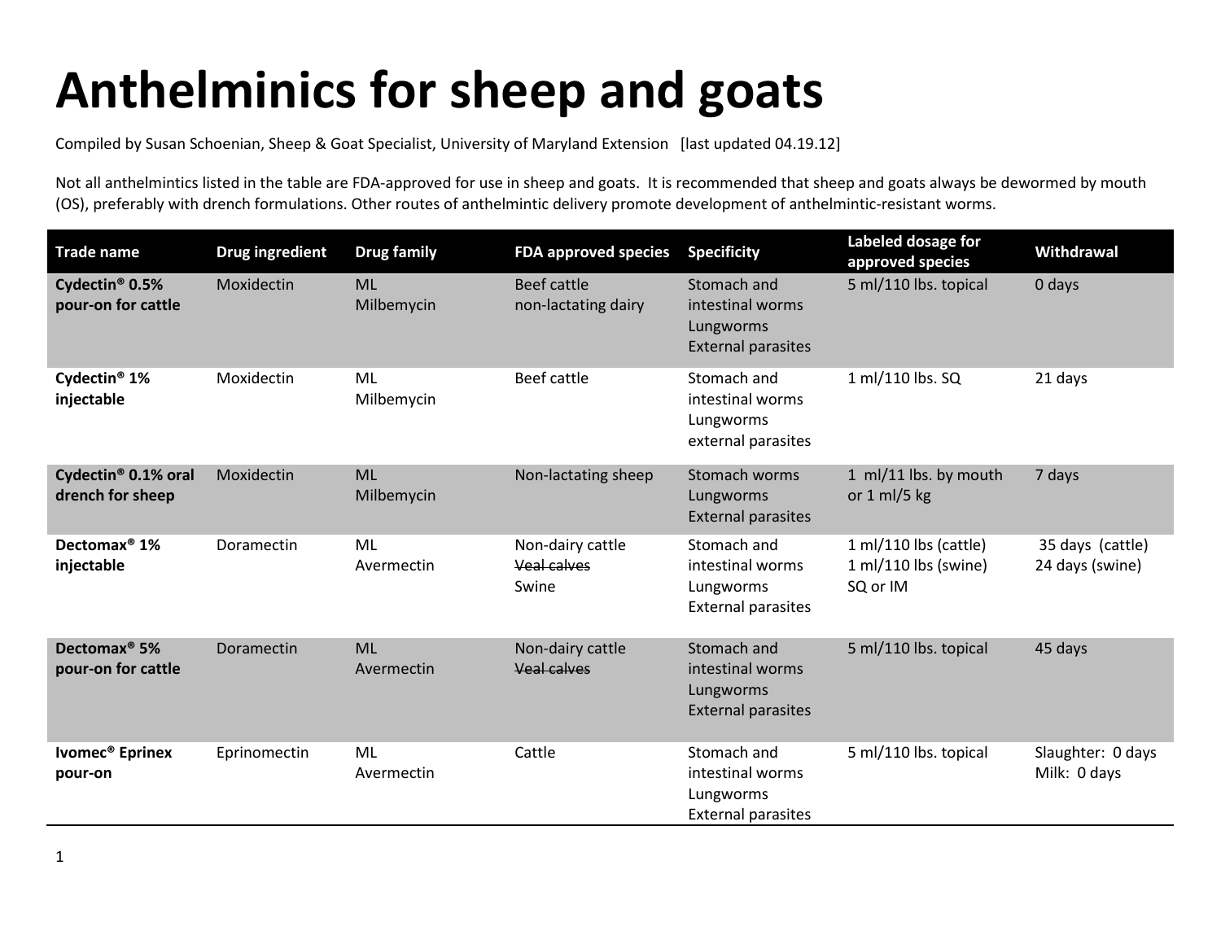# Anthelminics for sheep and goats

Compiled by Susan Schoenian, Sheep & Goat Specialist, University of Maryland Extension [last updated 04.19.12]

Not all anthelmintics listed in the table are FDA-approved for use in sheep and goats. It is recommended that sheep and goats always be dewormed by mouth (OS), preferably with drench formulations. Other routes of anthelmintic delivery promote development of anthelmintic-resistant worms.

| Trade name | Drug ingredient | Drug family | FDA approved species | Specificity | Labeled dosage for approved species | Withdrawal |
|---|---|---|---|---|---|---|
| **Cydectin® 0.5% pour-on for cattle** | Moxidectin | ML<br>Milbemycin | Beef cattle<br>non-lactating dairy | Stomach and intestinal worms<br>Lungworms<br>External parasites | 5 ml/110 lbs. topical | 0 days |
| **Cydectin® 1% injectable** | Moxidectin | ML<br>Milbemycin | Beef cattle | Stomach and intestinal worms<br>Lungworms<br>external parasites | 1 ml/110 lbs. SQ | 21 days |
| **Cydectin® 0.1% oral drench for sheep** | Moxidectin | ML<br>Milbemycin | Non-lactating sheep | Stomach worms<br>Lungworms<br>External parasites | 1 ml/11 lbs. by mouth or 1 ml/5 kg | 7 days |
| **Dectomax® 1% injectable** | Doramectin | ML<br>Avermectin | Non-dairy cattle<br>~~Veal calves~~<br>Swine | Stomach and intestinal worms<br>Lungworms<br>External parasites | 1 ml/110 lbs (cattle)<br>1 ml/110 lbs (swine)<br>SQ or IM | 35 days (cattle)<br>24 days (swine) |
| **Dectomax® 5% pour-on for cattle** | Doramectin | ML<br>Avermectin | Non-dairy cattle<br>~~Veal calves~~ | Stomach and intestinal worms<br>Lungworms<br>External parasites | 5 ml/110 lbs. topical | 45 days |
| **Ivomec® Eprinex pour-on** | Eprinomectin | ML<br>Avermectin | Cattle | Stomach and intestinal worms<br>Lungworms<br>External parasites | 5 ml/110 lbs. topical | Slaughter: 0 days<br>Milk: 0 days |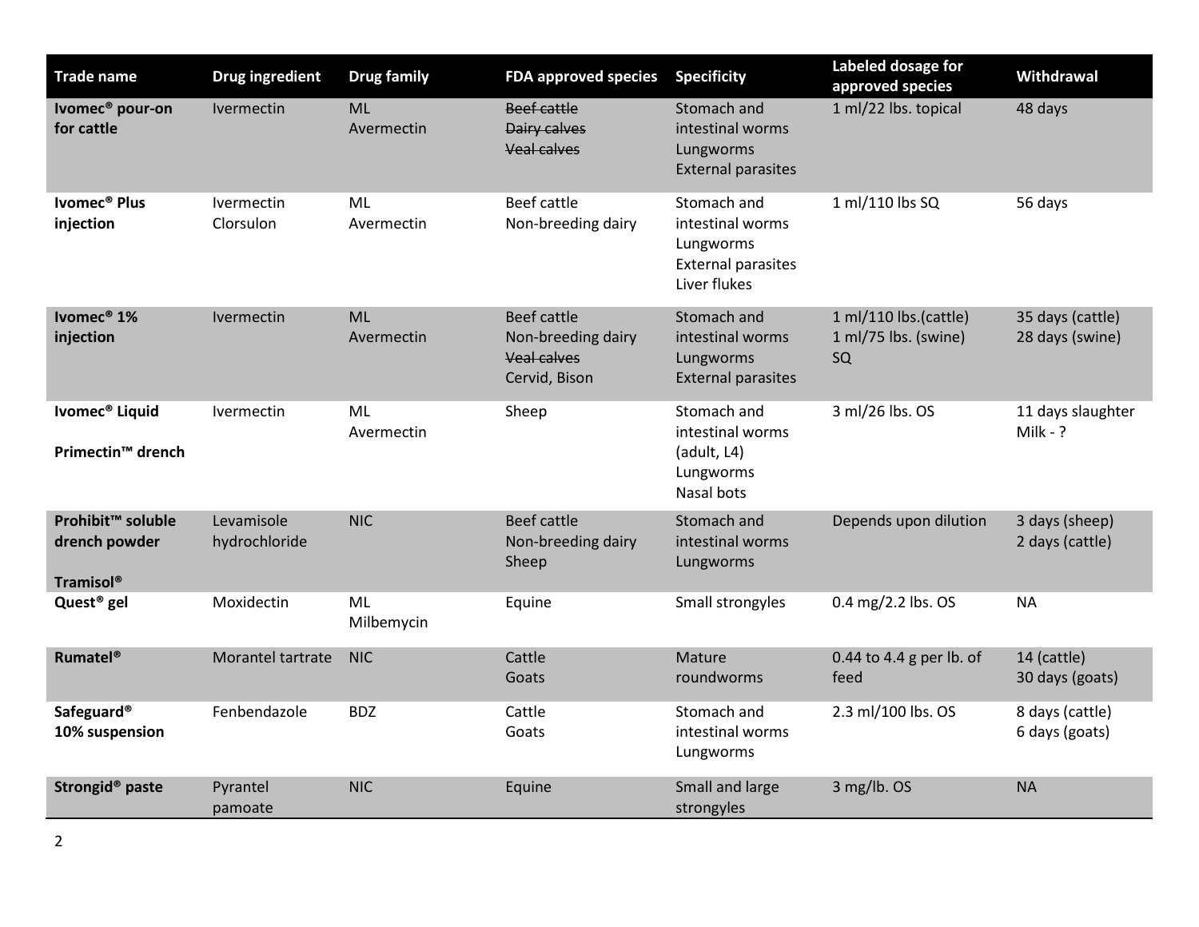| Trade name | Drug ingredient | Drug family | FDA approved species | Specificity | Labeled dosage for approved species | Withdrawal |
|---|---|---|---|---|---|---|
| **Ivomec® pour-on for cattle** | Ivermectin | ML<br>Avermectin | ~~Beef cattle~~<br>~~Dairy calves~~<br>~~Veal calves~~ | Stomach and intestinal worms<br>Lungworms<br>External parasites | 1 ml/22 lbs. topical | 48 days |
| **Ivomec® Plus injection** | Ivermectin<br>Clorsulon | ML<br>Avermectin | Beef cattle<br>Non-breeding dairy | Stomach and intestinal worms<br>Lungworms<br>External parasites<br>Liver flukes | 1 ml/110 lbs SQ | 56 days |
| **Ivomec® 1% injection** | Ivermectin | ML<br>Avermectin | Beef cattle<br>Non-breeding dairy<br>~~Veal calves~~<br>Cervid, Bison | Stomach and intestinal worms<br>Lungworms<br>External parasites | 1 ml/110 lbs.(cattle)<br>1 ml/75 lbs. (swine)<br>SQ | 35 days (cattle)<br>28 days (swine) |
| **Ivomec® Liquid**<br><br>**Primectin™ drench** | Ivermectin | ML<br>Avermectin | Sheep | Stomach and intestinal worms (adult, L4)<br>Lungworms<br>Nasal bots | 3 ml/26 lbs. OS | 11 days slaughter<br>Milk - ? |
| **Prohibit™ soluble drench powder**<br><br>**Tramisol®** | Levamisole hydrochloride | NIC | Beef cattle<br>Non-breeding dairy<br>Sheep | Stomach and intestinal worms<br>Lungworms | Depends upon dilution | 3 days (sheep)<br>2 days (cattle) |
| **Quest® gel** | Moxidectin | ML<br>Milbemycin | Equine | Small strongyles | 0.4 mg/2.2 lbs. OS | NA |
| **Rumatel®** | Morantel tartrate | NIC | Cattle<br>Goats | Mature roundworms | 0.44 to 4.4 g per lb. of feed | 14 (cattle)<br>30 days (goats) |
| **Safeguard® 10% suspension** | Fenbendazole | BDZ | Cattle<br>Goats | Stomach and intestinal worms<br>Lungworms | 2.3 ml/100 lbs. OS | 8 days (cattle)<br>6 days (goats) |
| **Strongid® paste** | Pyrantel pamoate | NIC | Equine | Small and large strongyles | 3 mg/lb. OS | NA |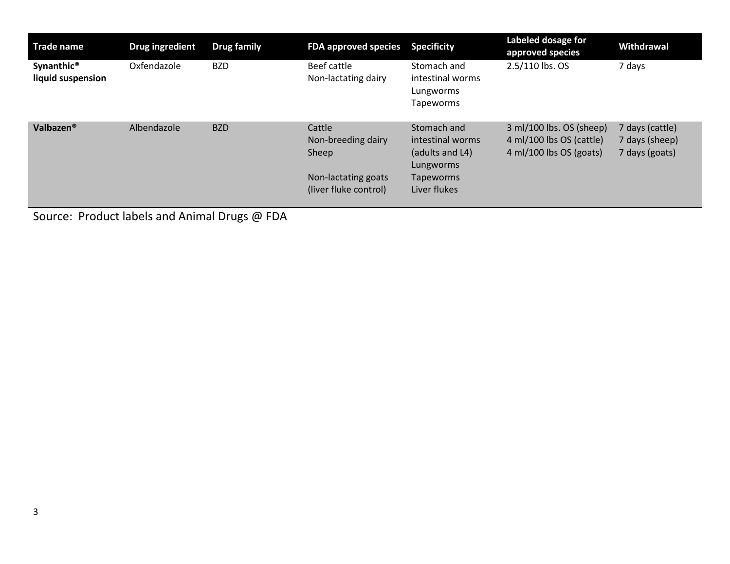| Trade name | Drug ingredient | Drug family | FDA approved species | Specificity | Labeled dosage for approved species | Withdrawal |
|---|---|---|---|---|---|---|
| **Synanthic® liquid suspension** | Oxfendazole | BZD | Beef cattle<br>Non-lactating dairy | Stomach and intestinal worms<br>Lungworms<br>Tapeworms | 2.5/110 lbs. OS | 7 days |
| **Valbazen®** | Albendazole | BZD | Cattle<br>Non-breeding dairy<br>Sheep<br><br>Non-lactating goats (liver fluke control) | Stomach and intestinal worms (adults and L4)<br>Lungworms<br>Tapeworms<br>Liver flukes | 3 ml/100 lbs. OS (sheep)<br>4 ml/100 lbs OS (cattle)<br>4 ml/100 lbs OS (goats) | 7 days (cattle)<br>7 days (sheep)<br>7 days (goats) |

Source: Product labels and Animal Drugs @ FDA